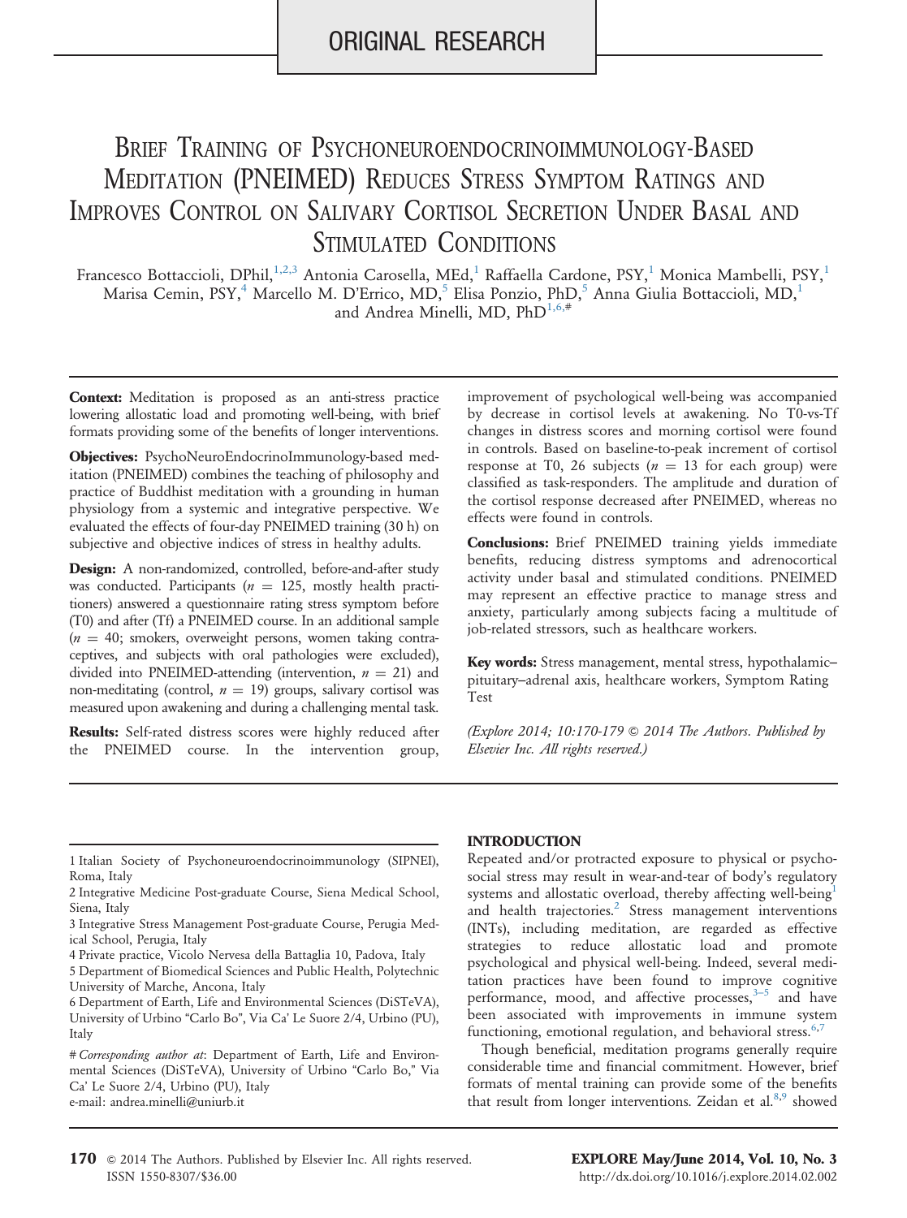ORIGINAL RESEARCH

# Brief Training of Psychoneuroendocrinoimmunology-Based Meditation (PNEIMED) Reduces Stress Symptom Ratings and Improves Control on Salivary Cortisol Secretion Under Basal and Stimulated Conditions

Francesco Bottaccioli, DPhil,[1,2,3] Antonia Carosella, MEd,[1] Raffaella Cardone, PSY,[1] Monica Mambelli, PSY,[1] Marisa Cemin, PSY,[4] Marcello M. D'Errico, MD,[5] Elisa Ponzio, PhD,[5] Anna Giulia Bottaccioli, MD,[1] and Andrea Minelli, MD, PhD[1,6,#]

**Context:** Meditation is proposed as an anti-stress practice lowering allostatic load and promoting well-being, with brief formats providing some of the benefits of longer interventions.

**Objectives:** PsychoNeuroEndocrinoImmunology-based meditation (PNEIMED) combines the teaching of philosophy and practice of Buddhist meditation with a grounding in human physiology from a systemic and integrative perspective. We evaluated the effects of four-day PNEIMED training (30 h) on subjective and objective indices of stress in healthy adults.

**Design:** A non-randomized, controlled, before-and-after study was conducted. Participants ($n = 125$, mostly health practitioners) answered a questionnaire rating stress symptom before (T0) and after (Tf) a PNEIMED course. In an additional sample ($n = 40$; smokers, overweight persons, women taking contraceptives, and subjects with oral pathologies were excluded), divided into PNEIMED-attending (intervention, $n = 21$) and non-meditating (control, $n = 19$) groups, salivary cortisol was measured upon awakening and during a challenging mental task.

**Results:** Self-rated distress scores were highly reduced after the PNEIMED course. In the intervention group, improvement of psychological well-being was accompanied by decrease in cortisol levels at awakening. No T0-vs-Tf changes in distress scores and morning cortisol were found in controls. Based on baseline-to-peak increment of cortisol response at T0, 26 subjects ($n = 13$ for each group) were classified as task-responders. The amplitude and duration of the cortisol response decreased after PNEIMED, whereas no effects were found in controls.

**Conclusions:** Brief PNEIMED training yields immediate benefits, reducing distress symptoms and adrenocortical activity under basal and stimulated conditions. PNEIMED may represent an effective practice to manage stress and anxiety, particularly among subjects facing a multitude of job-related stressors, such as healthcare workers.

**Key words:** Stress management, mental stress, hypothalamic–pituitary–adrenal axis, healthcare workers, Symptom Rating Test

*(Explore 2014; 10:170-179 © 2014 The Authors. Published by Elsevier Inc. All rights reserved.)*

1 Italian Society of Psychoneuroendocrinoimmunology (SIPNEI), Roma, Italy

2 Integrative Medicine Post-graduate Course, Siena Medical School, Siena, Italy

3 Integrative Stress Management Post-graduate Course, Perugia Medical School, Perugia, Italy

4 Private practice, Vicolo Nervesa della Battaglia 10, Padova, Italy

5 Department of Biomedical Sciences and Public Health, Polytechnic University of Marche, Ancona, Italy

6 Department of Earth, Life and Environmental Sciences (DiSTeVA), University of Urbino "Carlo Bo", Via Ca' Le Suore 2/4, Urbino (PU), Italy

# *Corresponding author at*: Department of Earth, Life and Environmental Sciences (DiSTeVA), University of Urbino "Carlo Bo," Via Ca' Le Suore 2/4, Urbino (PU), Italy
e-mail: andrea.minelli@uniurb.it

## INTRODUCTION

Repeated and/or protracted exposure to physical or psychosocial stress may result in wear-and-tear of body's regulatory systems and allostatic overload, thereby affecting well-being[1] and health trajectories.[2] Stress management interventions (INTs), including meditation, are regarded as effective strategies to reduce allostatic load and promote psychological and physical well-being. Indeed, several meditation practices have been found to improve cognitive performance, mood, and affective processes,[3–5] and have been associated with improvements in immune system functioning, emotional regulation, and behavioral stress.[6,7]

Though beneficial, meditation programs generally require considerable time and financial commitment. However, brief formats of mental training can provide some of the benefits that result from longer interventions. Zeidan et al.[8,9] showed

© 2014 The Authors. Published by Elsevier Inc. All rights reserved.
ISSN 1550-8307/$36.00

http://dx.doi.org/10.1016/j.explore.2014.02.002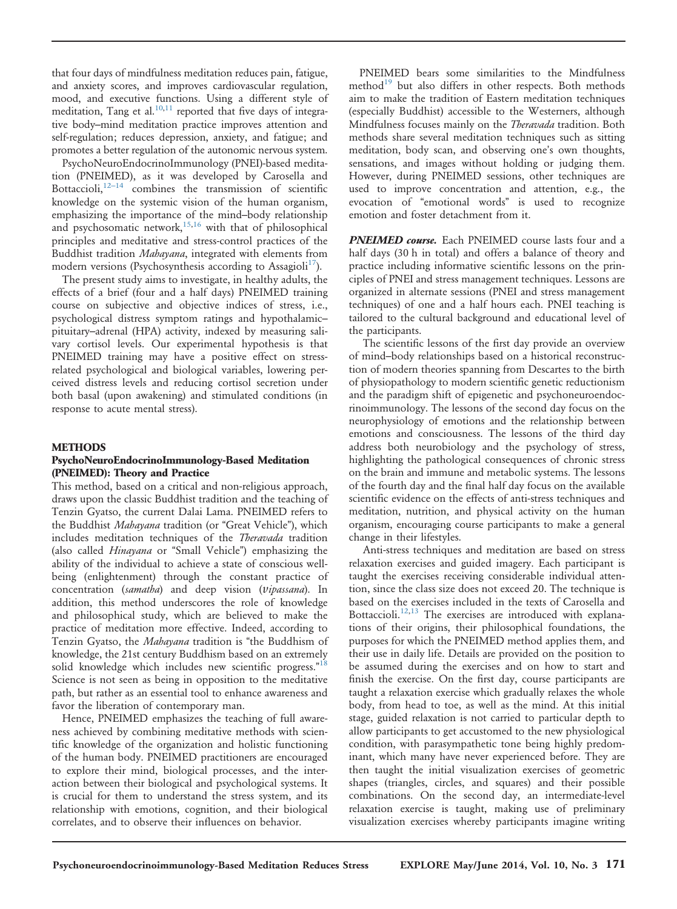that four days of mindfulness meditation reduces pain, fatigue, and anxiety scores, and improves cardiovascular regulation, mood, and executive functions. Using a different style of meditation, Tang et al.[10,11] reported that five days of integrative body–mind meditation practice improves attention and self-regulation; reduces depression, anxiety, and fatigue; and promotes a better regulation of the autonomic nervous system.

PsychoNeuroEndocrinoImmunology (PNEI)-based meditation (PNEIMED), as it was developed by Carosella and Bottaccioli,[12–14] combines the transmission of scientific knowledge on the systemic vision of the human organism, emphasizing the importance of the mind–body relationship and psychosomatic network,[15,16] with that of philosophical principles and meditative and stress-control practices of the Buddhist tradition *Mahayana*, integrated with elements from modern versions (Psychosynthesis according to Assagioli[17]).

The present study aims to investigate, in healthy adults, the effects of a brief (four and a half days) PNEIMED training course on subjective and objective indices of stress, i.e., psychological distress symptom ratings and hypothalamic–pituitary–adrenal (HPA) activity, indexed by measuring salivary cortisol levels. Our experimental hypothesis is that PNEIMED training may have a positive effect on stress-related psychological and biological variables, lowering perceived distress levels and reducing cortisol secretion under both basal (upon awakening) and stimulated conditions (in response to acute mental stress).

## METHODS

### PsychoNeuroEndocrinoImmunology-Based Meditation (PNEIMED): Theory and Practice

This method, based on a critical and non-religious approach, draws upon the classic Buddhist tradition and the teaching of Tenzin Gyatso, the current Dalai Lama. PNEIMED refers to the Buddhist *Mahayana* tradition (or "Great Vehicle"), which includes meditation techniques of the *Theravada* tradition (also called *Hinayana* or "Small Vehicle") emphasizing the ability of the individual to achieve a state of conscious well-being (enlightenment) through the constant practice of concentration (*samatha*) and deep vision (*vipassana*). In addition, this method underscores the role of knowledge and philosophical study, which are believed to make the practice of meditation more effective. Indeed, according to Tenzin Gyatso, the *Mahayana* tradition is "the Buddhism of knowledge, the 21st century Buddhism based on an extremely solid knowledge which includes new scientific progress."[18] Science is not seen as being in opposition to the meditative path, but rather as an essential tool to enhance awareness and favor the liberation of contemporary man.

Hence, PNEIMED emphasizes the teaching of full awareness achieved by combining meditative methods with scientific knowledge of the organization and holistic functioning of the human body. PNEIMED practitioners are encouraged to explore their mind, biological processes, and the interaction between their biological and psychological systems. It is crucial for them to understand the stress system, and its relationship with emotions, cognition, and their biological correlates, and to observe their influences on behavior.

PNEIMED bears some similarities to the Mindfulness method[19] but also differs in other respects. Both methods aim to make the tradition of Eastern meditation techniques (especially Buddhist) accessible to the Westerners, although Mindfulness focuses mainly on the *Theravada* tradition. Both methods share several meditation techniques such as sitting meditation, body scan, and observing one's own thoughts, sensations, and images without holding or judging them. However, during PNEIMED sessions, other techniques are used to improve concentration and attention, e.g., the evocation of "emotional words" is used to recognize emotion and foster detachment from it.

***PNEIMED course.*** Each PNEIMED course lasts four and a half days (30 h in total) and offers a balance of theory and practice including informative scientific lessons on the principles of PNEI and stress management techniques. Lessons are organized in alternate sessions (PNEI and stress management techniques) of one and a half hours each. PNEI teaching is tailored to the cultural background and educational level of the participants.

The scientific lessons of the first day provide an overview of mind–body relationships based on a historical reconstruction of modern theories spanning from Descartes to the birth of physiopathology to modern scientific genetic reductionism and the paradigm shift of epigenetic and psychoneuroendocrinoimmunology. The lessons of the second day focus on the neurophysiology of emotions and the relationship between emotions and consciousness. The lessons of the third day address both neurobiology and the psychology of stress, highlighting the pathological consequences of chronic stress on the brain and immune and metabolic systems. The lessons of the fourth day and the final half day focus on the available scientific evidence on the effects of anti-stress techniques and meditation, nutrition, and physical activity on the human organism, encouraging course participants to make a general change in their lifestyles.

Anti-stress techniques and meditation are based on stress relaxation exercises and guided imagery. Each participant is taught the exercises receiving considerable individual attention, since the class size does not exceed 20. The technique is based on the exercises included in the texts of Carosella and Bottaccioli.[12,13] The exercises are introduced with explanations of their origins, their philosophical foundations, the purposes for which the PNEIMED method applies them, and their use in daily life. Details are provided on the position to be assumed during the exercises and on how to start and finish the exercise. On the first day, course participants are taught a relaxation exercise which gradually relaxes the whole body, from head to toe, as well as the mind. At this initial stage, guided relaxation is not carried to particular depth to allow participants to get accustomed to the new physiological condition, with parasympathetic tone being highly predominant, which many have never experienced before. They are then taught the initial visualization exercises of geometric shapes (triangles, circles, and squares) and their possible combinations. On the second day, an intermediate-level relaxation exercise is taught, making use of preliminary visualization exercises whereby participants imagine writing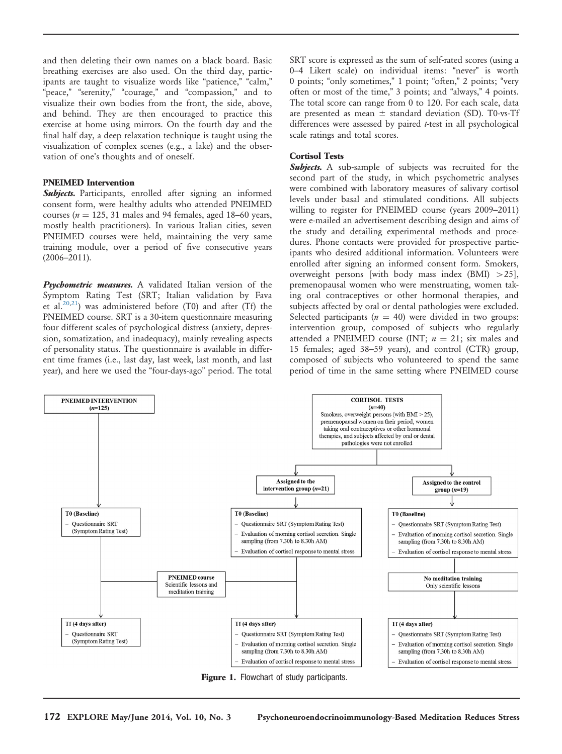and then deleting their own names on a black board. Basic breathing exercises are also used. On the third day, participants are taught to visualize words like "patience," "calm," "peace," "serenity," "courage," and "compassion," and to visualize their own bodies from the front, the side, above, and behind. They are then encouraged to practice this exercise at home using mirrors. On the fourth day and the final half day, a deep relaxation technique is taught using the visualization of complex scenes (e.g., a lake) and the observation of one's thoughts and of oneself.

### PNEIMED Intervention

***Subjects.*** Participants, enrolled after signing an informed consent form, were healthy adults who attended PNEIMED courses ($n = 125$, 31 males and 94 females, aged 18–60 years, mostly health practitioners). In various Italian cities, seven PNEIMED courses were held, maintaining the very same training module, over a period of five consecutive years (2006–2011).

***Psychometric measures.*** A validated Italian version of the Symptom Rating Test (SRT; Italian validation by Fava et al.[20,21]) was administered before (T0) and after (Tf) the PNEIMED course. SRT is a 30-item questionnaire measuring four different scales of psychological distress (anxiety, depression, somatization, and inadequacy), mainly revealing aspects of personality status. The questionnaire is available in different time frames (i.e., last day, last week, last month, and last year), and here we used the "four-days-ago" period. The total SRT score is expressed as the sum of self-rated scores (using a 0–4 Likert scale) on individual items: "never" is worth 0 points; "only sometimes," 1 point; "often," 2 points; "very often or most of the time," 3 points; and "always," 4 points. The total score can range from 0 to 120. For each scale, data are presented as mean ± standard deviation (SD). T0-vs-Tf differences were assessed by paired *t*-test in all psychological scale ratings and total scores.

### Cortisol Tests

***Subjects.*** A sub-sample of subjects was recruited for the second part of the study, in which psychometric analyses were combined with laboratory measures of salivary cortisol levels under basal and stimulated conditions. All subjects willing to register for PNEIMED course (years 2009–2011) were e-mailed an advertisement describing design and aims of the study and detailing experimental methods and procedures. Phone contacts were provided for prospective participants who desired additional information. Volunteers were enrolled after signing an informed consent form. Smokers, overweight persons [with body mass index (BMI) $>25$], premenopausal women who were menstruating, women taking oral contraceptives or other hormonal therapies, and subjects affected by oral or dental pathologies were excluded. Selected participants ($n = 40$) were divided in two groups: intervention group, composed of subjects who regularly attended a PNEIMED course (INT; $n = 21$; six males and 15 females; aged 38–59 years), and control (CTR) group, composed of subjects who volunteered to spend the same period of time in the same setting where PNEIMED course

**PNEIMED INTERVENTION ($n$=125)**
- T0 (Baseline)
  - Questionnaire SRT (Symptom Rating Test)
- PNEIMED course: Scientific lessons and meditation training
- Tf (4 days after)
  - Questionnaire SRT (Symptom Rating Test)

**CORTISOL TESTS ($n$=40)**
Smokers, overweight persons (with BMI > 25), premenopausal women on their period, women taking oral contraceptives or other hormonal therapies, and subjects affected by oral or dental pathologies were not enrolled

Assigned to the intervention group ($n$=21)
- T0 (Baseline)
  - Questionnaire SRT (Symptom Rating Test)
  - Evaluation of morning cortisol secretion. Single sampling (from 7.30h to 8.30h AM)
  - Evaluation of cortisol response to mental stress
- PNEIMED course: Scientific lessons and meditation training
- Tf (4 days after)
  - Questionnaire SRT (Symptom Rating Test)
  - Evaluation of morning cortisol secretion. Single sampling (from 7.30h to 8.30h AM)
  - Evaluation of cortisol response to mental stress

Assigned to the control group ($n$=19)
- T0 (Baseline)
  - Questionnaire SRT (Symptom Rating Test)
  - Evaluation of morning cortisol secretion. Single sampling (from 7.30h to 8.30h AM)
  - Evaluation of cortisol response to mental stress
- No meditation training: Only scientific lessons
- Tf (4 days after)
  - Questionnaire SRT (Symptom Rating Test)
  - Evaluation of morning cortisol secretion. Single sampling (from 7.30h to 8.30h AM)
  - Evaluation of cortisol response to mental stress

**Figure 1.** Flowchart of study participants.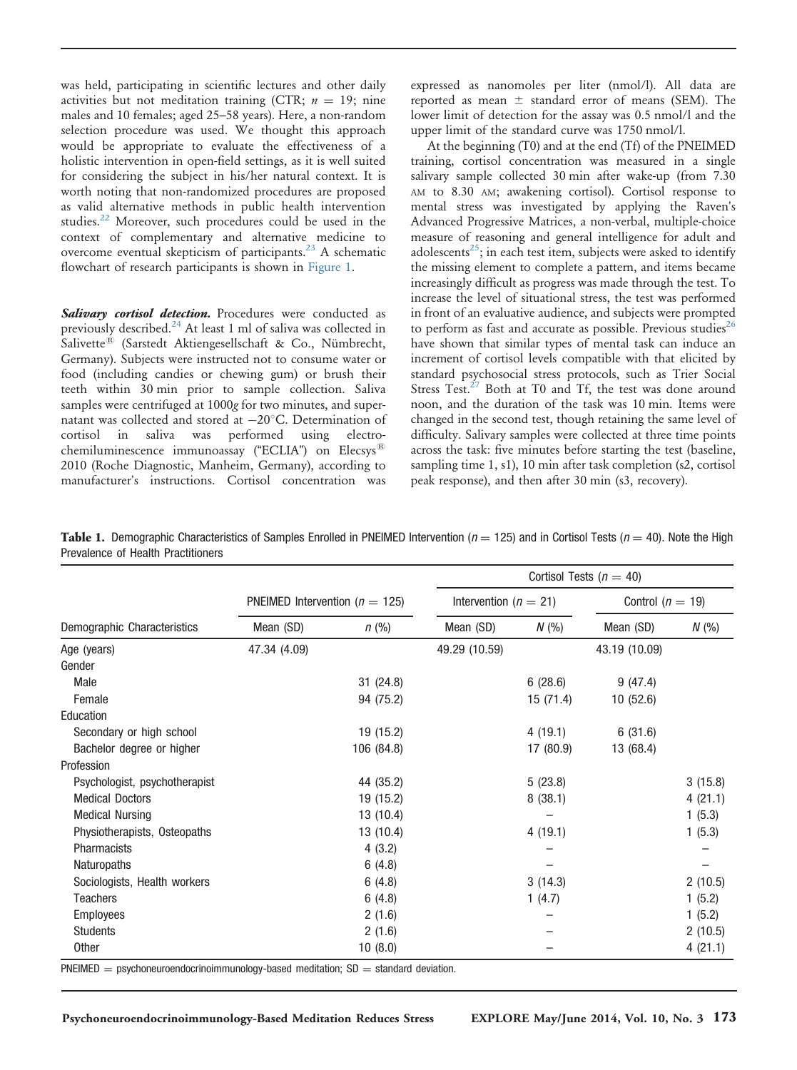was held, participating in scientific lectures and other daily activities but not meditation training (CTR; $n = 19$; nine males and 10 females; aged 25–58 years). Here, a non-random selection procedure was used. We thought this approach would be appropriate to evaluate the effectiveness of a holistic intervention in open-field settings, as it is well suited for considering the subject in his/her natural context. It is worth noting that non-randomized procedures are proposed as valid alternative methods in public health intervention studies.[22] Moreover, such procedures could be used in the context of complementary and alternative medicine to overcome eventual skepticism of participants.[23] A schematic flowchart of research participants is shown in Figure 1.

***Salivary cortisol detection.*** Procedures were conducted as previously described.[24] At least 1 ml of saliva was collected in Salivette® (Sarstedt Aktiengesellschaft & Co., Nümbrecht, Germany). Subjects were instructed not to consume water or food (including candies or chewing gum) or brush their teeth within 30 min prior to sample collection. Saliva samples were centrifuged at 1000*g* for two minutes, and supernatant was collected and stored at $-20^{\circ}$C. Determination of cortisol in saliva was performed using electrochemiluminescence immunoassay ("ECLIA") on Elecsys® 2010 (Roche Diagnostic, Manheim, Germany), according to manufacturer's instructions. Cortisol concentration was expressed as nanomoles per liter (nmol/l). All data are reported as mean ± standard error of means (SEM). The lower limit of detection for the assay was 0.5 nmol/l and the upper limit of the standard curve was 1750 nmol/l.

At the beginning (T0) and at the end (Tf) of the PNEIMED training, cortisol concentration was measured in a single salivary sample collected 30 min after wake-up (from 7.30 AM to 8.30 AM; awakening cortisol). Cortisol response to mental stress was investigated by applying the Raven's Advanced Progressive Matrices, a non-verbal, multiple-choice measure of reasoning and general intelligence for adult and adolescents[25]; in each test item, subjects were asked to identify the missing element to complete a pattern, and items became increasingly difficult as progress was made through the test. To increase the level of situational stress, the test was performed in front of an evaluative audience, and subjects were prompted to perform as fast and accurate as possible. Previous studies[26] have shown that similar types of mental task can induce an increment of cortisol levels compatible with that elicited by standard psychosocial stress protocols, such as Trier Social Stress Test.[27] Both at T0 and Tf, the test was done around noon, and the duration of the task was 10 min. Items were changed in the second test, though retaining the same level of difficulty. Salivary samples were collected at three time points across the task: five minutes before starting the test (baseline, sampling time 1, s1), 10 min after task completion (s2, cortisol peak response), and then after 30 min (s3, recovery).

**Table 1.** Demographic Characteristics of Samples Enrolled in PNEIMED Intervention ($n = 125$) and in Cortisol Tests ($n = 40$). Note the High Prevalence of Health Practitioners

| | | | Cortisol Tests ($n = 40$) | | | |
|---|---|---|---|---|---|---|
| | PNEIMED Intervention ($n = 125$) | | Intervention ($n = 21$) | | Control ($n = 19$) | |
| Demographic Characteristics | Mean (SD) | $n$ (%) | Mean (SD) | $N$ (%) | Mean (SD) | $N$ (%) |
| Age (years) | 47.34 (4.09) | | 49.29 (10.59) | | 43.19 (10.09) | |
| Gender | | | | | | |
| Male | | 31 (24.8) | | 6 (28.6) | 9 (47.4) | |
| Female | | 94 (75.2) | | 15 (71.4) | 10 (52.6) | |
| Education | | | | | | |
| Secondary or high school | | 19 (15.2) | | 4 (19.1) | 6 (31.6) | |
| Bachelor degree or higher | | 106 (84.8) | | 17 (80.9) | 13 (68.4) | |
| Profession | | | | | | |
| Psychologist, psychotherapist | | 44 (35.2) | | 5 (23.8) | | 3 (15.8) |
| Medical Doctors | | 19 (15.2) | | 8 (38.1) | | 4 (21.1) |
| Medical Nursing | | 13 (10.4) | | – | | 1 (5.3) |
| Physiotherapists, Osteopaths | | 13 (10.4) | | 4 (19.1) | | 1 (5.3) |
| Pharmacists | | 4 (3.2) | | – | | – |
| Naturopaths | | 6 (4.8) | | – | | – |
| Sociologists, Health workers | | 6 (4.8) | | 3 (14.3) | | 2 (10.5) |
| Teachers | | 6 (4.8) | | 1 (4.7) | | 1 (5.2) |
| Employees | | 2 (1.6) | | – | | 1 (5.2) |
| Students | | 2 (1.6) | | – | | 2 (10.5) |
| Other | | 10 (8.0) | | – | | 4 (21.1) |

PNEIMED = psychoneuroendocrinoimmunology-based meditation; SD = standard deviation.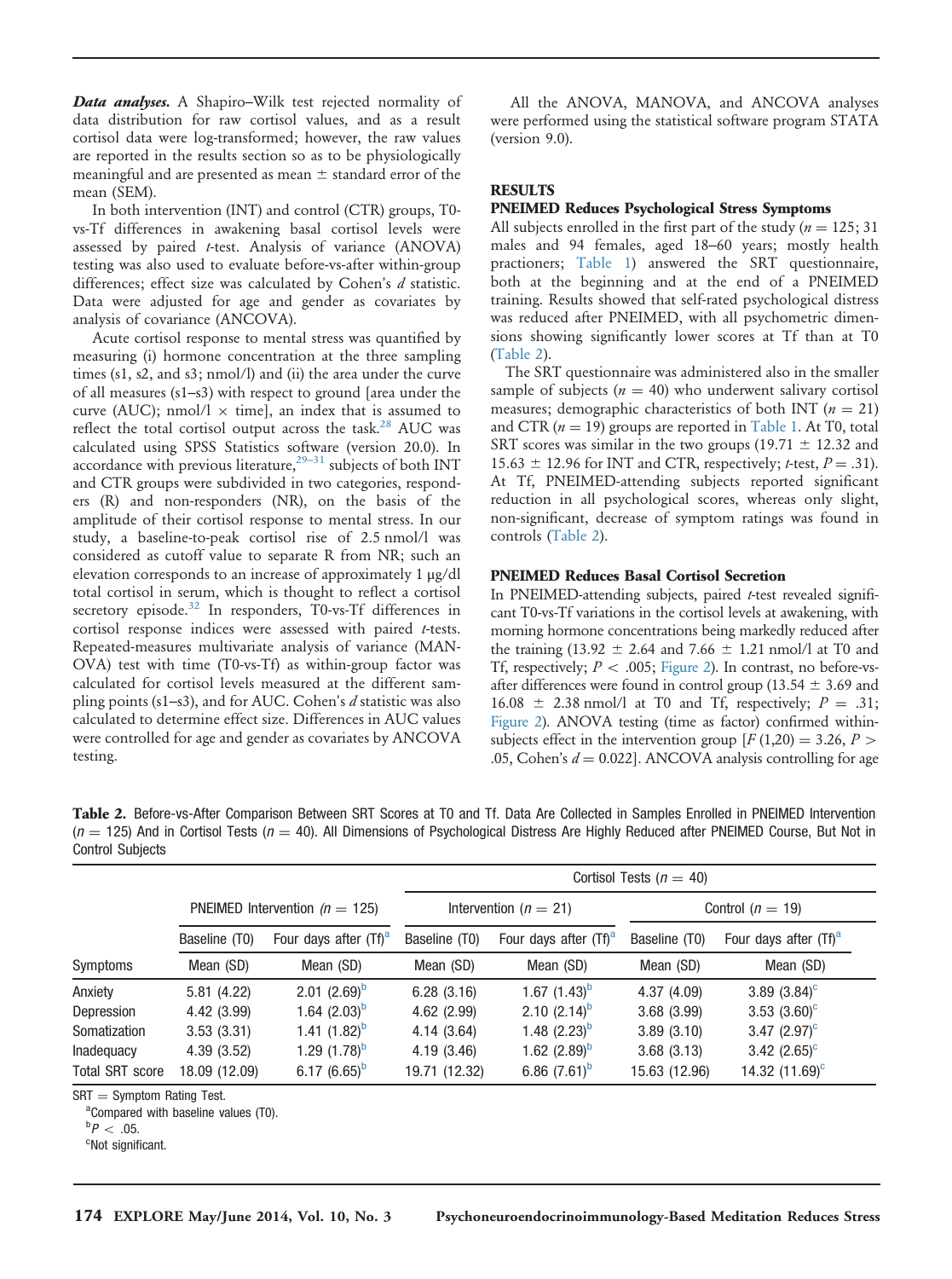***Data analyses.*** A Shapiro–Wilk test rejected normality of data distribution for raw cortisol values, and as a result cortisol data were log-transformed; however, the raw values are reported in the results section so as to be physiologically meaningful and are presented as mean ± standard error of the mean (SEM).

In both intervention (INT) and control (CTR) groups, T0-vs-Tf differences in awakening basal cortisol levels were assessed by paired *t*-test. Analysis of variance (ANOVA) testing was also used to evaluate before-vs-after within-group differences; effect size was calculated by Cohen's *d* statistic. Data were adjusted for age and gender as covariates by analysis of covariance (ANCOVA).

Acute cortisol response to mental stress was quantified by measuring (i) hormone concentration at the three sampling times (s1, s2, and s3; nmol/l) and (ii) the area under the curve of all measures (s1–s3) with respect to ground [area under the curve (AUC); nmol/l × time], an index that is assumed to reflect the total cortisol output across the task.[28] AUC was calculated using SPSS Statistics software (version 20.0). In accordance with previous literature,[29–31] subjects of both INT and CTR groups were subdivided in two categories, responders (R) and non-responders (NR), on the basis of the amplitude of their cortisol response to mental stress. In our study, a baseline-to-peak cortisol rise of 2.5 nmol/l was considered as cutoff value to separate R from NR; such an elevation corresponds to an increase of approximately 1 μg/dl total cortisol in serum, which is thought to reflect a cortisol secretory episode.[32] In responders, T0-vs-Tf differences in cortisol response indices were assessed with paired *t*-tests. Repeated-measures multivariate analysis of variance (MANOVA) test with time (T0-vs-Tf) as within-group factor was calculated for cortisol levels measured at the different sampling points (s1–s3), and for AUC. Cohen's *d* statistic was also calculated to determine effect size. Differences in AUC values were controlled for age and gender as covariates by ANCOVA testing.

All the ANOVA, MANOVA, and ANCOVA analyses were performed using the statistical software program STATA (version 9.0).

## RESULTS

### PNEIMED Reduces Psychological Stress Symptoms

All subjects enrolled in the first part of the study ($n = 125$; 31 males and 94 females, aged 18–60 years; mostly health practioners; Table 1) answered the SRT questionnaire, both at the beginning and at the end of a PNEIMED training. Results showed that self-rated psychological distress was reduced after PNEIMED, with all psychometric dimensions showing significantly lower scores at Tf than at T0 (Table 2).

The SRT questionnaire was administered also in the smaller sample of subjects ($n = 40$) who underwent salivary cortisol measures; demographic characteristics of both INT ($n = 21$) and CTR ($n = 19$) groups are reported in Table 1. At T0, total SRT scores was similar in the two groups (19.71 ± 12.32 and 15.63 ± 12.96 for INT and CTR, respectively; *t*-test, $P = .31$). At Tf, PNEIMED-attending subjects reported significant reduction in all psychological scores, whereas only slight, non-significant, decrease of symptom ratings was found in controls (Table 2).

### PNEIMED Reduces Basal Cortisol Secretion

In PNEIMED-attending subjects, paired *t*-test revealed significant T0-vs-Tf variations in the cortisol levels at awakening, with morning hormone concentrations being markedly reduced after the training (13.92 ± 2.64 and 7.66 ± 1.21 nmol/l at T0 and Tf, respectively; $P < .005$; Figure 2). In contrast, no before-vs-after differences were found in control group (13.54 ± 3.69 and 16.08 ± 2.38 nmol/l at T0 and Tf, respectively; $P = .31$; Figure 2). ANOVA testing (time as factor) confirmed within-subjects effect in the intervention group [$F(1,20) = 3.26$, $P > .05$, Cohen's $d = 0.022$]. ANCOVA analysis controlling for age

**Table 2.** Before-vs-After Comparison Between SRT Scores at T0 and Tf. Data Are Collected in Samples Enrolled in PNEIMED Intervention ($n = 125$) And in Cortisol Tests ($n = 40$). All Dimensions of Psychological Distress Are Highly Reduced after PNEIMED Course, But Not in Control Subjects

| | PNEIMED Intervention ($n = 125$) | | Cortisol Tests ($n = 40$) | | | |
|---|---|---|---|---|---|---|
| | | | Intervention ($n = 21$) | | Control ($n = 19$) | |
| | Baseline (T0) | Four days after (Tf)[a] | Baseline (T0) | Four days after (Tf)[a] | Baseline (T0) | Four days after (Tf)[a] |
| Symptoms | Mean (SD) | Mean (SD) | Mean (SD) | Mean (SD) | Mean (SD) | Mean (SD) |
| Anxiety | 5.81 (4.22) | 2.01 (2.69)[b] | 6.28 (3.16) | 1.67 (1.43)[b] | 4.37 (4.09) | 3.89 (3.84)[c] |
| Depression | 4.42 (3.99) | 1.64 (2.03)[b] | 4.62 (2.99) | 2.10 (2.14)[b] | 3.68 (3.99) | 3.53 (3.60)[c] |
| Somatization | 3.53 (3.31) | 1.41 (1.82)[b] | 4.14 (3.64) | 1.48 (2.23)[b] | 3.89 (3.10) | 3.47 (2.97)[c] |
| Inadequacy | 4.39 (3.52) | 1.29 (1.78)[b] | 4.19 (3.46) | 1.62 (2.89)[b] | 3.68 (3.13) | 3.42 (2.65)[c] |
| Total SRT score | 18.09 (12.09) | 6.17 (6.65)[b] | 19.71 (12.32) | 6.86 (7.61)[b] | 15.63 (12.96) | 14.32 (11.69)[c] |

SRT = Symptom Rating Test.
[a]Compared with baseline values (T0).
[b]$P < .05$.
[c]Not significant.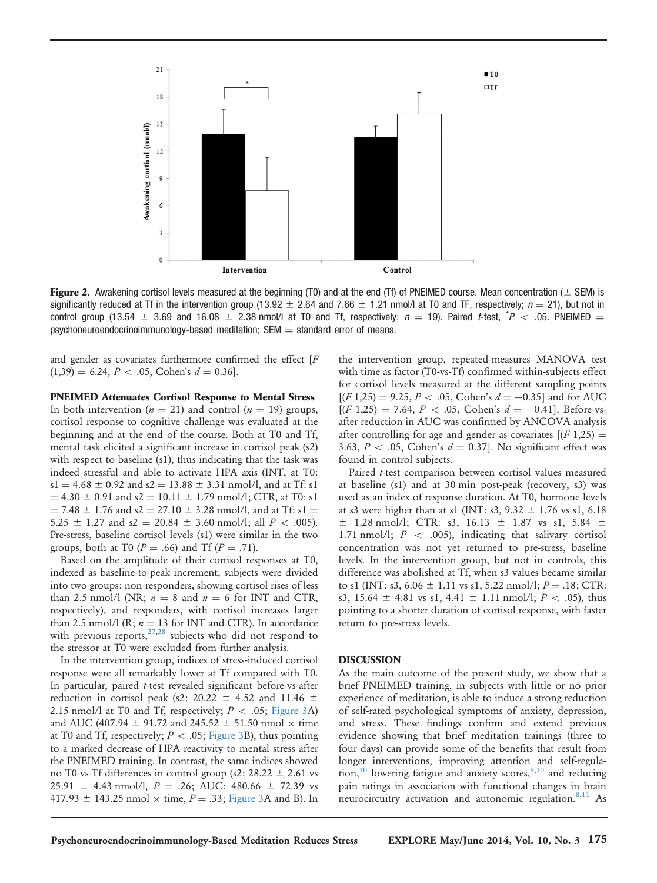**Figure 2.** Awakening cortisol levels measured at the beginning (T0) and at the end (Tf) of PNEIMED course. Mean concentration (± SEM) is significantly reduced at Tf in the intervention group (13.92 ± 2.64 and 7.66 ± 1.21 nmol/l at T0 and TF, respectively; $n = 21$), but not in control group (13.54 ± 3.69 and 16.08 ± 2.38 nmol/l at T0 and Tf, respectively; $n = 19$). Paired $t$-test, $^{*}P < .05$. PNEIMED = psychoneuroendocrinoimmunology-based meditation; SEM = standard error of means.

and gender as covariates furthermore confirmed the effect [$F(1,39) = 6.24$, $P < .05$, Cohen's $d = 0.36$].

### PNEIMED Attenuates Cortisol Response to Mental Stress

In both intervention ($n = 21$) and control ($n = 19$) groups, cortisol response to cognitive challenge was evaluated at the beginning and at the end of the course. Both at T0 and Tf, mental task elicited a significant increase in cortisol peak (s2) with respect to baseline (s1), thus indicating that the task was indeed stressful and able to activate HPA axis (INT, at T0: s1 = 4.68 ± 0.92 and s2 = 13.88 ± 3.31 nmol/l, and at Tf: s1 = 4.30 ± 0.91 and s2 = 10.11 ± 1.79 nmol/l; CTR, at T0: s1 = 7.48 ± 1.76 and s2 = 27.10 ± 3.28 nmol/l, and at Tf: s1 = 5.25 ± 1.27 and s2 = 20.84 ± 3.60 nmol/l; all $P < .005$). Pre-stress, baseline cortisol levels (s1) were similar in the two groups, both at T0 ($P = .66$) and Tf ($P = .71$).

Based on the amplitude of their cortisol responses at T0, indexed as baseline-to-peak increment, subjects were divided into two groups: non-responders, showing cortisol rises of less than 2.5 nmol/l (NR; $n = 8$ and $n = 6$ for INT and CTR, respectively), and responders, with cortisol increases larger than 2.5 nmol/l (R; $n = 13$ for INT and CTR). In accordance with previous reports,[27,28] subjects who did not respond to the stressor at T0 were excluded from further analysis.

In the intervention group, indices of stress-induced cortisol response were all remarkably lower at Tf compared with T0. In particular, paired $t$-test revealed significant before-vs-after reduction in cortisol peak (s2: 20.22 ± 4.52 and 11.46 ± 2.15 nmol/l at T0 and Tf, respectively; $P < .05$; Figure 3A) and AUC (407.94 ± 91.72 and 245.52 ± 51.50 nmol × time at T0 and Tf, respectively; $P < .05$; Figure 3B), thus pointing to a marked decrease of HPA reactivity to mental stress after the PNEIMED training. In contrast, the same indices showed no T0-vs-Tf differences in control group (s2: 28.22 ± 2.61 vs 25.91 ± 4.43 nmol/l, $P = .26$; AUC: 480.66 ± 72.39 vs 417.93 ± 143.25 nmol × time, $P = .33$; Figure 3A and B). In the intervention group, repeated-measures MANOVA test with time as factor (T0-vs-Tf) confirmed within-subjects effect for cortisol levels measured at the different sampling points [$F(1,25) = 9.25$, $P < .05$, Cohen's $d = -0.35$] and for AUC [$F(1,25) = 7.64$, $P < .05$, Cohen's $d = -0.41$]. Before-vs-after reduction in AUC was confirmed by ANCOVA analysis after controlling for age and gender as covariates [$F(1,25) = 3.63$, $P < .05$, Cohen's $d = 0.37$]. No significant effect was found in control subjects.

Paired $t$-test comparison between cortisol values measured at baseline (s1) and at 30 min post-peak (recovery, s3) was used as an index of response duration. At T0, hormone levels at s3 were higher than at s1 (INT: s3, 9.32 ± 1.76 vs s1, 6.18 ± 1.28 nmol/l; CTR: s3, 16.13 ± 1.87 vs s1, 5.84 ± 1.71 nmol/l; $P < .005$), indicating that salivary cortisol concentration was not yet returned to pre-stress, baseline levels. In the intervention group, but not in controls, this difference was abolished at Tf, when s3 values became similar to s1 (INT: s3, 6.06 ± 1.11 vs s1, 5.22 nmol/l; $P = .18$; CTR: s3, 15.64 ± 4.81 vs s1, 4.41 ± 1.11 nmol/l; $P < .05$), thus pointing to a shorter duration of cortisol response, with faster return to pre-stress levels.

## DISCUSSION

As the main outcome of the present study, we show that a brief PNEIMED training, in subjects with little or no prior experience of meditation, is able to induce a strong reduction of self-rated psychological symptoms of anxiety, depression, and stress. These findings confirm and extend previous evidence showing that brief meditation trainings (three to four days) can provide some of the benefits that result from longer interventions, improving attention and self-regulation,[10] lowering fatigue and anxiety scores,[9,10] and reducing pain ratings in association with functional changes in brain neurocircuitry activation and autonomic regulation.[8,11] As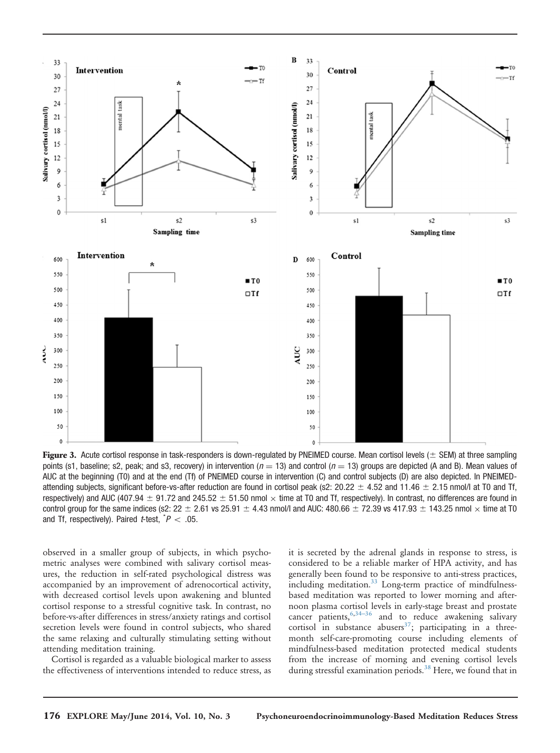Figure 3. Acute cortisol response in task-responders is down-regulated by PNEIMED course. Mean cortisol levels (± SEM) at three sampling points (s1, baseline; s2, peak; and s3, recovery) in intervention ($n = 13$) and control ($n = 13$) groups are depicted (A and B). Mean values of AUC at the beginning (T0) and at the end (Tf) of PNEIMED course in intervention (C) and control subjects (D) are also depicted. In PNEIMED-attending subjects, significant before-vs-after reduction are found in cortisol peak (s2: 20.22 ± 4.52 and 11.46 ± 2.15 nmol/l at T0 and Tf, respectively) and AUC (407.94 ± 91.72 and 245.52 ± 51.50 nmol × time at T0 and Tf, respectively). In contrast, no differences are found in control group for the same indices (s2: 22 ± 2.61 vs 25.91 ± 4.43 nmol/l and AUC: 480.66 ± 72.39 vs 417.93 ± 143.25 nmol × time at T0 and Tf, respectively). Paired $t$-test, $^{*}P < .05$.

observed in a smaller group of subjects, in which psychometric analyses were combined with salivary cortisol measures, the reduction in self-rated psychological distress was accompanied by an improvement of adrenocortical activity, with decreased cortisol levels upon awakening and blunted cortisol response to a stressful cognitive task. In contrast, no before-vs-after differences in stress/anxiety ratings and cortisol secretion levels were found in control subjects, who shared the same relaxing and culturally stimulating setting without attending meditation training.

Cortisol is regarded as a valuable biological marker to assess the effectiveness of interventions intended to reduce stress, as it is secreted by the adrenal glands in response to stress, is considered to be a reliable marker of HPA activity, and has generally been found to be responsive to anti-stress practices, including meditation.[33] Long-term practice of mindfulness-based meditation was reported to lower morning and afternoon plasma cortisol levels in early-stage breast and prostate cancer patients,[6,34–36] and to reduce awakening salivary cortisol in substance abusers[37]; participating in a three-month self-care-promoting course including elements of mindfulness-based meditation protected medical students from the increase of morning and evening cortisol levels during stressful examination periods.[38] Here, we found that in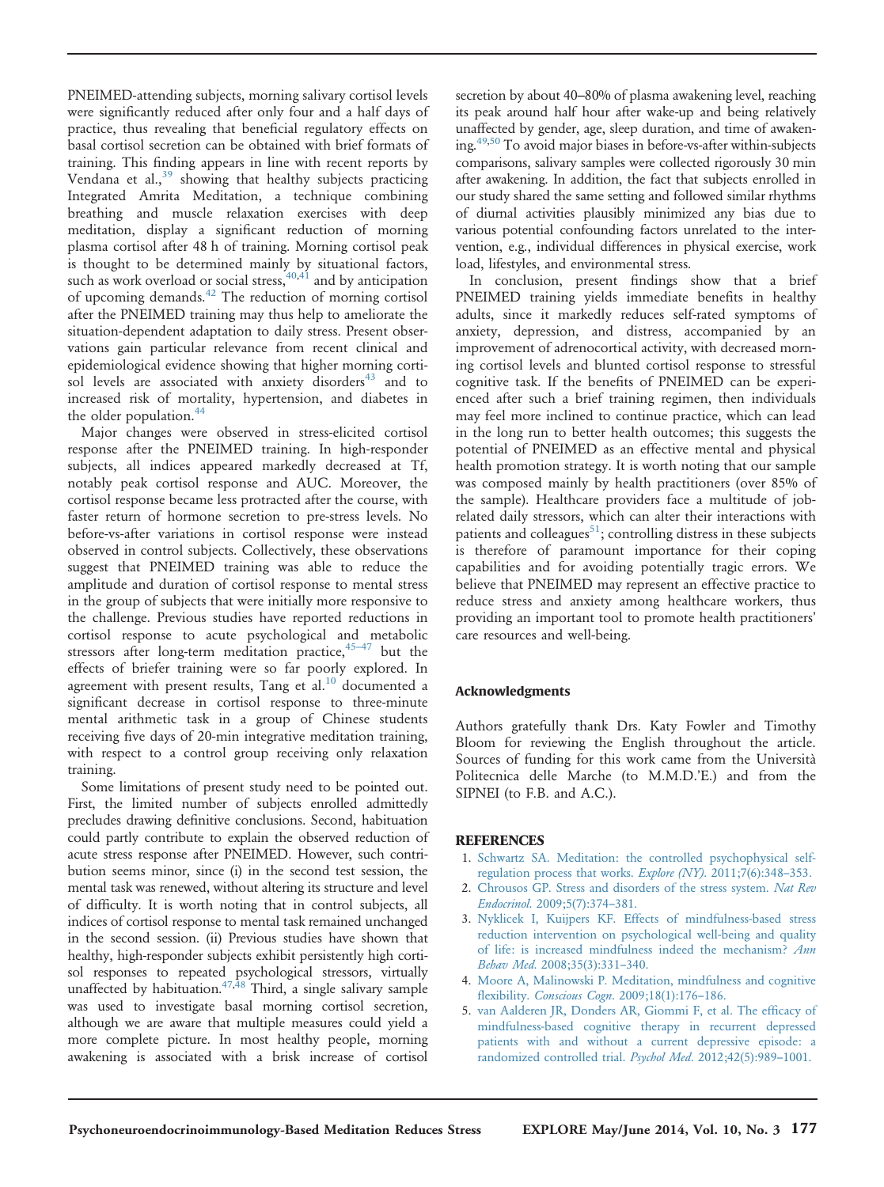PNEIMED-attending subjects, morning salivary cortisol levels were significantly reduced after only four and a half days of practice, thus revealing that beneficial regulatory effects on basal cortisol secretion can be obtained with brief formats of training. This finding appears in line with recent reports by Vendana et al.,[39] showing that healthy subjects practicing Integrated Amrita Meditation, a technique combining breathing and muscle relaxation exercises with deep meditation, display a significant reduction of morning plasma cortisol after 48 h of training. Morning cortisol peak is thought to be determined mainly by situational factors, such as work overload or social stress,[40,41] and by anticipation of upcoming demands.[42] The reduction of morning cortisol after the PNEIMED training may thus help to ameliorate the situation-dependent adaptation to daily stress. Present observations gain particular relevance from recent clinical and epidemiological evidence showing that higher morning cortisol levels are associated with anxiety disorders[43] and to increased risk of mortality, hypertension, and diabetes in the older population.[44]

Major changes were observed in stress-elicited cortisol response after the PNEIMED training. In high-responder subjects, all indices appeared markedly decreased at Tf, notably peak cortisol response and AUC. Moreover, the cortisol response became less protracted after the course, with faster return of hormone secretion to pre-stress levels. No before-vs-after variations in cortisol response were instead observed in control subjects. Collectively, these observations suggest that PNEIMED training was able to reduce the amplitude and duration of cortisol response to mental stress in the group of subjects that were initially more responsive to the challenge. Previous studies have reported reductions in cortisol response to acute psychological and metabolic stressors after long-term meditation practice,[45–47] but the effects of briefer training were so far poorly explored. In agreement with present results, Tang et al.[10] documented a significant decrease in cortisol response to three-minute mental arithmetic task in a group of Chinese students receiving five days of 20-min integrative meditation training, with respect to a control group receiving only relaxation training.

Some limitations of present study need to be pointed out. First, the limited number of subjects enrolled admittedly precludes drawing definitive conclusions. Second, habituation could partly contribute to explain the observed reduction of acute stress response after PNEIMED. However, such contribution seems minor, since (i) in the second test session, the mental task was renewed, without altering its structure and level of difficulty. It is worth noting that in control subjects, all indices of cortisol response to mental task remained unchanged in the second session. (ii) Previous studies have shown that healthy, high-responder subjects exhibit persistently high cortisol responses to repeated psychological stressors, virtually unaffected by habituation.[47,48] Third, a single salivary sample was used to investigate basal morning cortisol secretion, although we are aware that multiple measures could yield a more complete picture. In most healthy people, morning awakening is associated with a brisk increase of cortisol secretion by about 40–80% of plasma awakening level, reaching its peak around half hour after wake-up and being relatively unaffected by gender, age, sleep duration, and time of awakening.[49,50] To avoid major biases in before-vs-after within-subjects comparisons, salivary samples were collected rigorously 30 min after awakening. In addition, the fact that subjects enrolled in our study shared the same setting and followed similar rhythms of diurnal activities plausibly minimized any bias due to various potential confounding factors unrelated to the intervention, e.g., individual differences in physical exercise, work load, lifestyles, and environmental stress.

In conclusion, present findings show that a brief PNEIMED training yields immediate benefits in healthy adults, since it markedly reduces self-rated symptoms of anxiety, depression, and distress, accompanied by an improvement of adrenocortical activity, with decreased morning cortisol levels and blunted cortisol response to stressful cognitive task. If the benefits of PNEIMED can be experienced after such a brief training regimen, then individuals may feel more inclined to continue practice, which can lead in the long run to better health outcomes; this suggests the potential of PNEIMED as an effective mental and physical health promotion strategy. It is worth noting that our sample was composed mainly by health practitioners (over 85% of the sample). Healthcare providers face a multitude of job-related daily stressors, which can alter their interactions with patients and colleagues[51]; controlling distress in these subjects is therefore of paramount importance for their coping capabilities and for avoiding potentially tragic errors. We believe that PNEIMED may represent an effective practice to reduce stress and anxiety among healthcare workers, thus providing an important tool to promote health practitioners' care resources and well-being.

### Acknowledgments

Authors gratefully thank Drs. Katy Fowler and Timothy Bloom for reviewing the English throughout the article. Sources of funding for this work came from the Università Politecnica delle Marche (to M.M.D.'E.) and from the SIPNEI (to F.B. and A.C.).

## REFERENCES

1. Schwartz SA. Meditation: the controlled psychophysical self-regulation process that works. *Explore (NY)*. 2011;7(6):348–353.
2. Chrousos GP. Stress and disorders of the stress system. *Nat Rev Endocrinol*. 2009;5(7):374–381.
3. Nyklicek I, Kuijpers KF. Effects of mindfulness-based stress reduction intervention on psychological well-being and quality of life: is increased mindfulness indeed the mechanism? *Ann Behav Med*. 2008;35(3):331–340.
4. Moore A, Malinowski P. Meditation, mindfulness and cognitive flexibility. *Conscious Cogn*. 2009;18(1):176–186.
5. van Aalderen JR, Donders AR, Giommi F, et al. The efficacy of mindfulness-based cognitive therapy in recurrent depressed patients with and without a current depressive episode: a randomized controlled trial. *Psychol Med*. 2012;42(5):989–1001.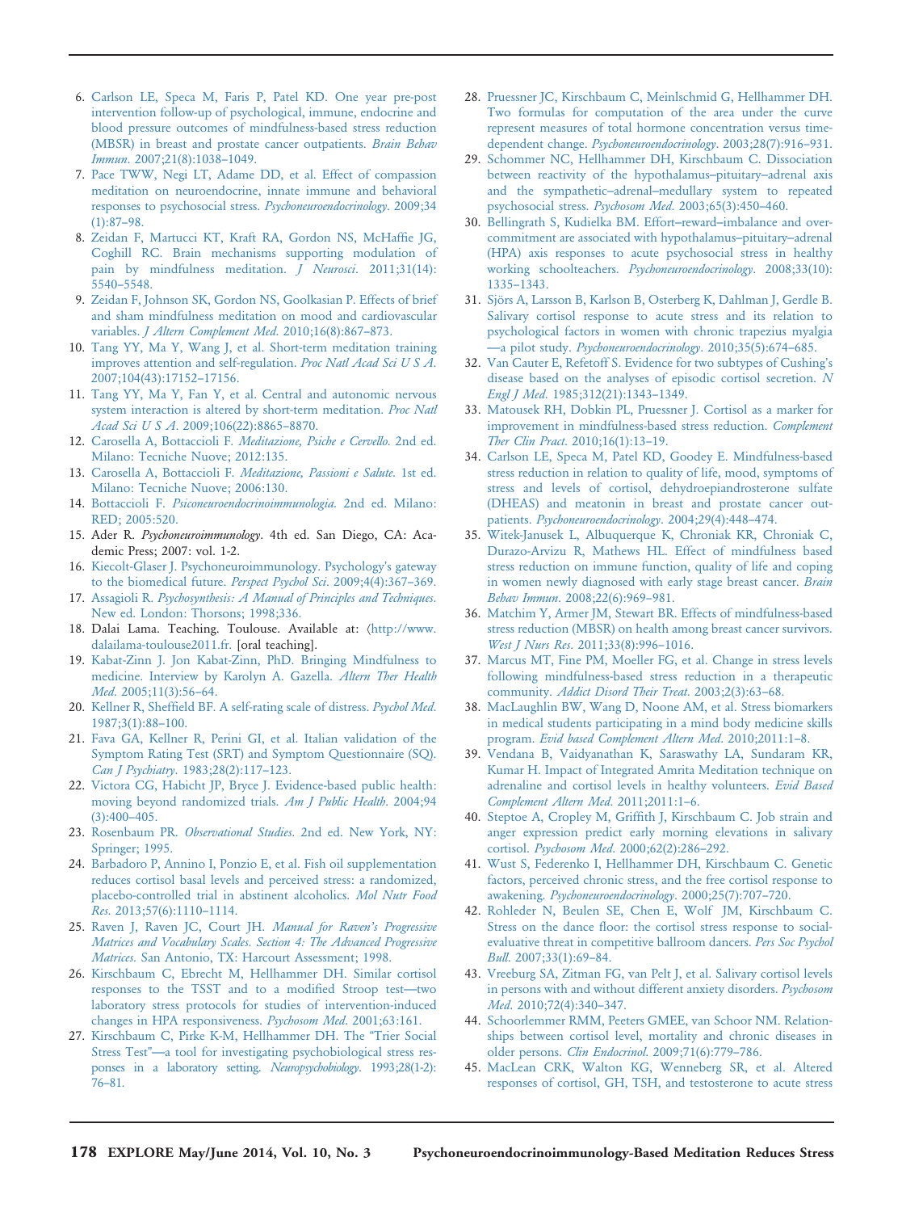6. Carlson LE, Speca M, Faris P, Patel KD. One year pre-post intervention follow-up of psychological, immune, endocrine and blood pressure outcomes of mindfulness-based stress reduction (MBSR) in breast and prostate cancer outpatients. *Brain Behav Immun*. 2007;21(8):1038–1049.
7. Pace TWW, Negi LT, Adame DD, et al. Effect of compassion meditation on neuroendocrine, innate immune and behavioral responses to psychosocial stress. *Psychoneuroendocrinology*. 2009;34 (1):87–98.
8. Zeidan F, Martucci KT, Kraft RA, Gordon NS, McHaffie JG, Coghill RC. Brain mechanisms supporting modulation of pain by mindfulness meditation. *J Neurosci*. 2011;31(14): 5540–5548.
9. Zeidan F, Johnson SK, Gordon NS, Goolkasian P. Effects of brief and sham mindfulness meditation on mood and cardiovascular variables. *J Altern Complement Med*. 2010;16(8):867–873.
10. Tang YY, Ma Y, Wang J, et al. Short-term meditation training improves attention and self-regulation. *Proc Natl Acad Sci U S A*. 2007;104(43):17152–17156.
11. Tang YY, Ma Y, Fan Y, et al. Central and autonomic nervous system interaction is altered by short-term meditation. *Proc Natl Acad Sci U S A*. 2009;106(22):8865–8870.
12. Carosella A, Bottaccioli F. *Meditazione, Psiche e Cervello*. 2nd ed. Milano: Tecniche Nuove; 2012:135.
13. Carosella A, Bottaccioli F. *Meditazione, Passioni e Salute*. 1st ed. Milano: Tecniche Nuove; 2006:130.
14. Bottaccioli F. *Psiconeuroendocrinoimmunologia*. 2nd ed. Milano: RED; 2005:520.
15. Ader R. *Psychoneuroimmunology*. 4th ed. San Diego, CA: Academic Press; 2007: vol. 1-2.
16. Kiecolt-Glaser J. Psychoneuroimmunology. Psychology's gateway to the biomedical future. *Perspect Psychol Sci*. 2009;4(4):367–369.
17. Assagioli R. *Psychosynthesis: A Manual of Principles and Techniques*. New ed. London: Thorsons; 1998;336.
18. Dalai Lama. Teaching. Toulouse. Available at: 〈http://www.dalailama-toulouse2011.fr. [oral teaching].
19. Kabat-Zinn J. Jon Kabat-Zinn, PhD. Bringing Mindfulness to medicine. Interview by Karolyn A. Gazella. *Altern Ther Health Med*. 2005;11(3):56–64.
20. Kellner R, Sheffield BF. A self-rating scale of distress. *Psychol Med*. 1987;3(1):88–100.
21. Fava GA, Kellner R, Perini GI, et al. Italian validation of the Symptom Rating Test (SRT) and Symptom Questionnaire (SQ). *Can J Psychiatry*. 1983;28(2):117–123.
22. Victora CG, Habicht JP, Bryce J. Evidence-based public health: moving beyond randomized trials. *Am J Public Health*. 2004;94 (3):400–405.
23. Rosenbaum PR. *Observational Studies*. 2nd ed. New York, NY: Springer; 1995.
24. Barbadoro P, Annino I, Ponzio E, et al. Fish oil supplementation reduces cortisol basal levels and perceived stress: a randomized, placebo-controlled trial in abstinent alcoholics. *Mol Nutr Food Res*. 2013;57(6):1110–1114.
25. Raven J, Raven JC, Court JH. *Manual for Raven's Progressive Matrices and Vocabulary Scales. Section 4: The Advanced Progressive Matrices*. San Antonio, TX: Harcourt Assessment; 1998.
26. Kirschbaum C, Ebrecht M, Hellhammer DH. Similar cortisol responses to the TSST and to a modified Stroop test—two laboratory stress protocols for studies of intervention-induced changes in HPA responsiveness. *Psychosom Med*. 2001;63:161.
27. Kirschbaum C, Pirke K-M, Hellhammer DH. The "Trier Social Stress Test"—a tool for investigating psychobiological stress responses in a laboratory setting. *Neuropsychobiology*. 1993;28(1-2): 76–81.
28. Pruessner JC, Kirschbaum C, Meinlschmid G, Hellhammer DH. Two formulas for computation of the area under the curve represent measures of total hormone concentration versus time-dependent change. *Psychoneuroendocrinology*. 2003;28(7):916–931.
29. Schommer NC, Hellhammer DH, Kirschbaum C. Dissociation between reactivity of the hypothalamus–pituitary–adrenal axis and the sympathetic–adrenal–medullary system to repeated psychosocial stress. *Psychosom Med*. 2003;65(3):450–460.
30. Bellingrath S, Kudielka BM. Effort–reward–imbalance and overcommitment are associated with hypothalamus–pituitary–adrenal (HPA) axis responses to acute psychosocial stress in healthy working schoolteachers. *Psychoneuroendocrinology*. 2008;33(10): 1335–1343.
31. Sjörs A, Larsson B, Karlson B, Osterberg K, Dahlman J, Gerdle B. Salivary cortisol response to acute stress and its relation to psychological factors in women with chronic trapezius myalgia—a pilot study. *Psychoneuroendocrinology*. 2010;35(5):674–685.
32. Van Cauter E, Refetoff S. Evidence for two subtypes of Cushing's disease based on the analyses of episodic cortisol secretion. *N Engl J Med*. 1985;312(21):1343–1349.
33. Matousek RH, Dobkin PL, Pruessner J. Cortisol as a marker for improvement in mindfulness-based stress reduction. *Complement Ther Clin Pract*. 2010;16(1):13–19.
34. Carlson LE, Speca M, Patel KD, Goodey E. Mindfulness-based stress reduction in relation to quality of life, mood, symptoms of stress and levels of cortisol, dehydroepiandrosterone sulfate (DHEAS) and meatonin in breast and prostate cancer outpatients. *Psychoneuroendocrinology*. 2004;29(4):448–474.
35. Witek-Janusek L, Albuquerque K, Chroniak KR, Chroniak C, Durazo-Arvizu R, Mathews HL. Effect of mindfulness based stress reduction on immune function, quality of life and coping in women newly diagnosed with early stage breast cancer. *Brain Behav Immun*. 2008;22(6):969–981.
36. Matchim Y, Armer JM, Stewart BR. Effects of mindfulness-based stress reduction (MBSR) on health among breast cancer survivors. *West J Nurs Res*. 2011;33(8):996–1016.
37. Marcus MT, Fine PM, Moeller FG, et al. Change in stress levels following mindfulness-based stress reduction in a therapeutic community. *Addict Disord Their Treat*. 2003;2(3):63–68.
38. MacLaughlin BW, Wang D, Noone AM, et al. Stress biomarkers in medical students participating in a mind body medicine skills program. *Evid based Complement Altern Med*. 2010;2011:1–8.
39. Vendana B, Vaidyanathan K, Saraswathy LA, Sundaram KR, Kumar H. Impact of Integrated Amrita Meditation technique on adrenaline and cortisol levels in healthy volunteers. *Evid Based Complement Altern Med*. 2011;2011:1–6.
40. Steptoe A, Cropley M, Griffith J, Kirschbaum C. Job strain and anger expression predict early morning elevations in salivary cortisol. *Psychosom Med*. 2000;62(2):286–292.
41. Wust S, Federenko I, Hellhammer DH, Kirschbaum C. Genetic factors, perceived chronic stress, and the free cortisol response to awakening. *Psychoneuroendocrinology*. 2000;25(7):707–720.
42. Rohleder N, Beulen SE, Chen E, Wolf JM, Kirschbaum C. Stress on the dance floor: the cortisol stress response to social-evaluative threat in competitive ballroom dancers. *Pers Soc Psychol Bull*. 2007;33(1):69–84.
43. Vreeburg SA, Zitman FG, van Pelt J, et al. Salivary cortisol levels in persons with and without different anxiety disorders. *Psychosom Med*. 2010;72(4):340–347.
44. Schoorlemmer RMM, Peeters GMEE, van Schoor NM. Relationships between cortisol level, mortality and chronic diseases in older persons. *Clin Endocrinol*. 2009;71(6):779–786.
45. MacLean CRK, Walton KG, Wenneberg SR, et al. Altered responses of cortisol, GH, TSH, and testosterone to acute stress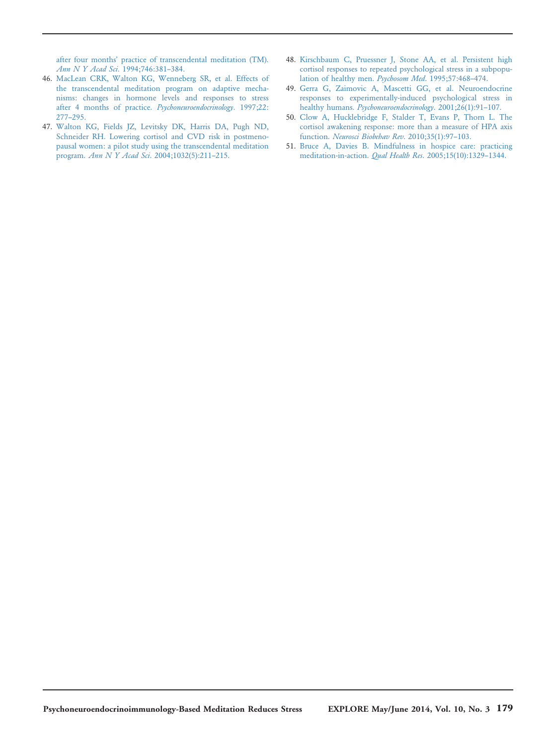after four months' practice of transcendental meditation (TM). *Ann N Y Acad Sci*. 1994;746:381–384.

46. MacLean CRK, Walton KG, Wenneberg SR, et al. Effects of the transcendental meditation program on adaptive mechanisms: changes in hormone levels and responses to stress after 4 months of practice. *Psychoneuroendocrinology*. 1997;22: 277–295.
47. Walton KG, Fields JZ, Levitsky DK, Harris DA, Pugh ND, Schneider RH. Lowering cortisol and CVD risk in postmenopausal women: a pilot study using the transcendental meditation program. *Ann N Y Acad Sci*. 2004;1032(5):211–215.
48. Kirschbaum C, Pruessner J, Stone AA, et al. Persistent high cortisol responses to repeated psychological stress in a subpopulation of healthy men. *Psychosom Med*. 1995;57:468–474.
49. Gerra G, Zaimovic A, Mascetti GG, et al. Neuroendocrine responses to experimentally-induced psychological stress in healthy humans. *Psychoneuroendocrinology*. 2001;26(1):91–107.
50. Clow A, Hucklebridge F, Stalder T, Evans P, Thorn L. The cortisol awakening response: more than a measure of HPA axis function. *Neurosci Biobehav Rev*. 2010;35(1):97–103.
51. Bruce A, Davies B. Mindfulness in hospice care: practicing meditation-in-action. *Qual Health Res*. 2005;15(10):1329–1344.